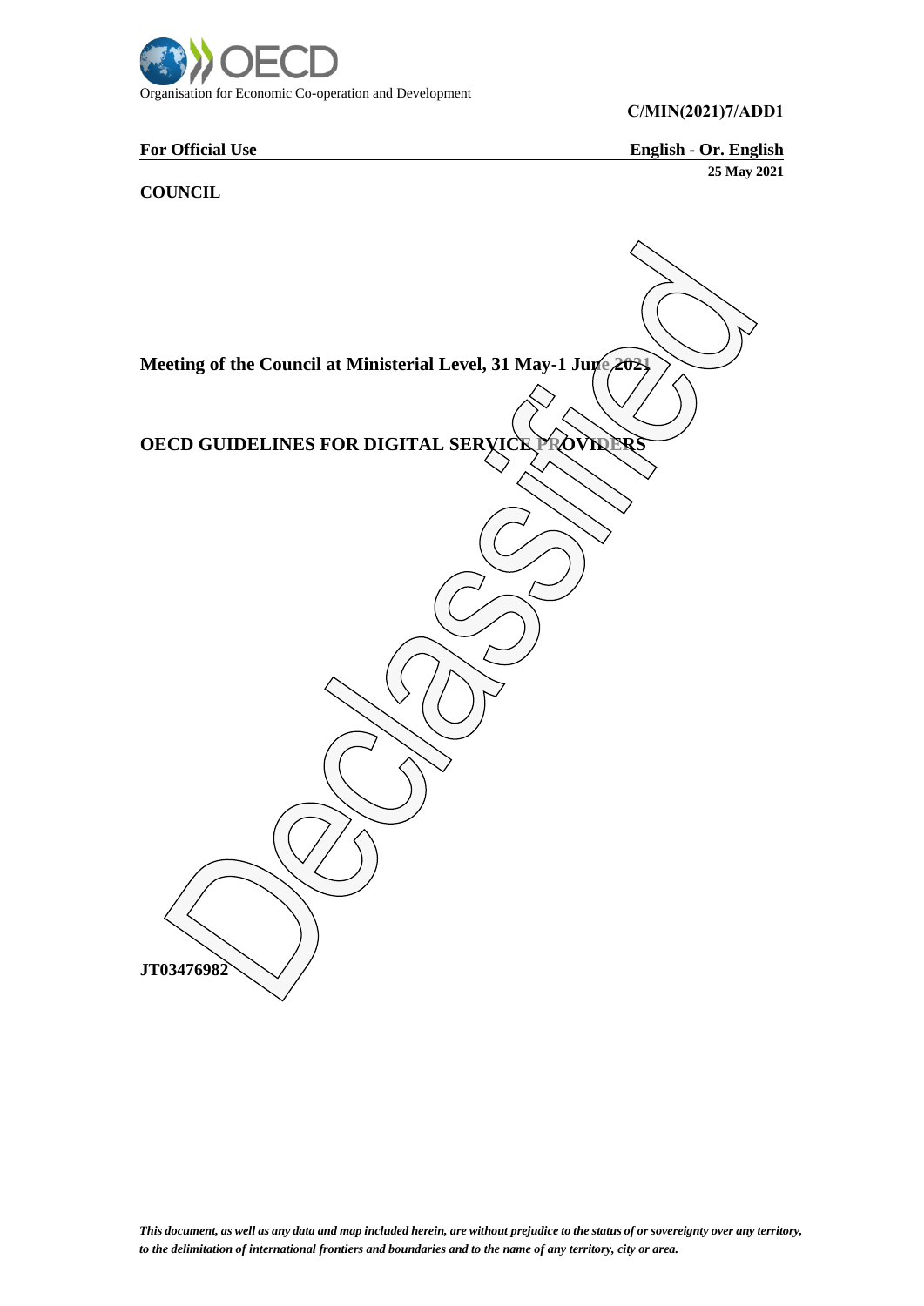Organisation for Economic Co-operation and Development

**C/MIN(2021)7/ADD1**

**For Official Use** **English - Or. English**

**25 May 2021**

**COUNCIL**

Declassified

**Meeting of the Council at Ministerial Level, 31 May-1 June 2021**

# OECD GUIDELINES FOR DIGITAL SERVICE PROVIDERS

**JT03476982**

*This document, as well as any data and map included herein, are without prejudice to the status of or sovereignty over any territory, to the delimitation of international frontiers and boundaries and to the name of any territory, city or area.*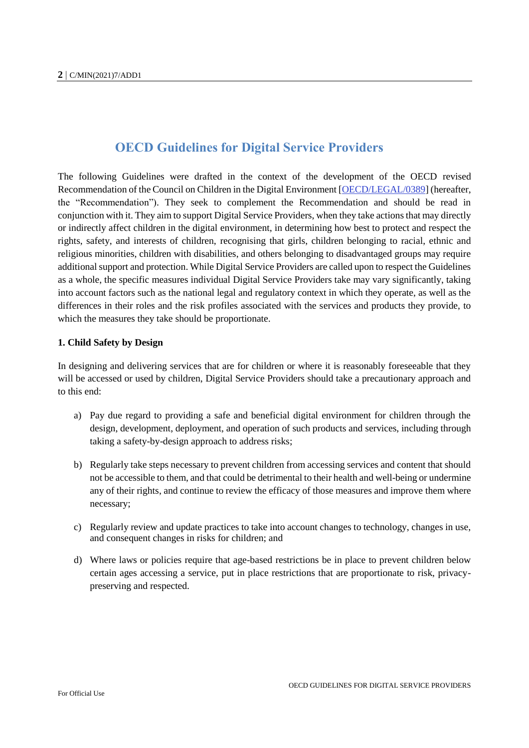# OECD Guidelines for Digital Service Providers

The following Guidelines were drafted in the context of the development of the OECD revised Recommendation of the Council on Children in the Digital Environment [OECD/LEGAL/0389] (hereafter, the "Recommendation"). They seek to complement the Recommendation and should be read in conjunction with it. They aim to support Digital Service Providers, when they take actions that may directly or indirectly affect children in the digital environment, in determining how best to protect and respect the rights, safety, and interests of children, recognising that girls, children belonging to racial, ethnic and religious minorities, children with disabilities, and others belonging to disadvantaged groups may require additional support and protection. While Digital Service Providers are called upon to respect the Guidelines as a whole, the specific measures individual Digital Service Providers take may vary significantly, taking into account factors such as the national legal and regulatory context in which they operate, as well as the differences in their roles and the risk profiles associated with the services and products they provide, to which the measures they take should be proportionate.

**1. Child Safety by Design**

In designing and delivering services that are for children or where it is reasonably foreseeable that they will be accessed or used by children, Digital Service Providers should take a precautionary approach and to this end:

a) Pay due regard to providing a safe and beneficial digital environment for children through the design, development, deployment, and operation of such products and services, including through taking a safety-by-design approach to address risks;

b) Regularly take steps necessary to prevent children from accessing services and content that should not be accessible to them, and that could be detrimental to their health and well-being or undermine any of their rights, and continue to review the efficacy of those measures and improve them where necessary;

c) Regularly review and update practices to take into account changes to technology, changes in use, and consequent changes in risks for children; and

d) Where laws or policies require that age-based restrictions be in place to prevent children below certain ages accessing a service, put in place restrictions that are proportionate to risk, privacy-preserving and respected.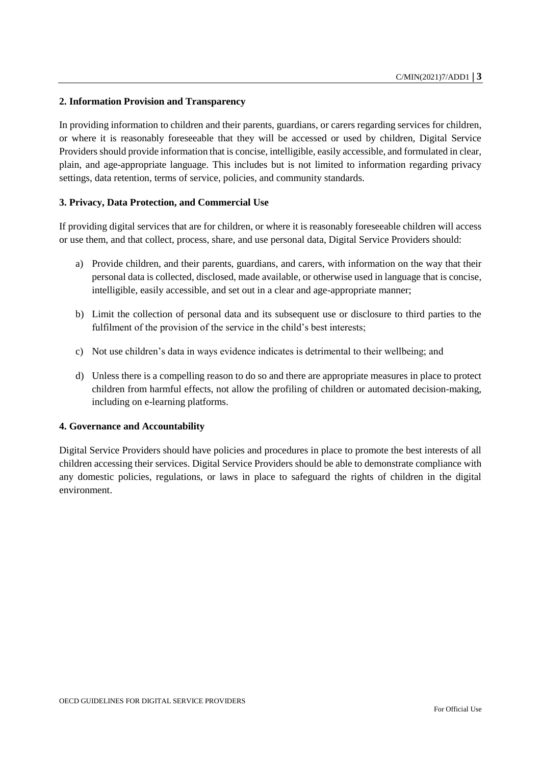## 2. Information Provision and Transparency

In providing information to children and their parents, guardians, or carers regarding services for children, or where it is reasonably foreseeable that they will be accessed or used by children, Digital Service Providers should provide information that is concise, intelligible, easily accessible, and formulated in clear, plain, and age-appropriate language. This includes but is not limited to information regarding privacy settings, data retention, terms of service, policies, and community standards.

## 3. Privacy, Data Protection, and Commercial Use

If providing digital services that are for children, or where it is reasonably foreseeable children will access or use them, and that collect, process, share, and use personal data, Digital Service Providers should:

a) Provide children, and their parents, guardians, and carers, with information on the way that their personal data is collected, disclosed, made available, or otherwise used in language that is concise, intelligible, easily accessible, and set out in a clear and age-appropriate manner;

b) Limit the collection of personal data and its subsequent use or disclosure to third parties to the fulfilment of the provision of the service in the child's best interests;

c) Not use children's data in ways evidence indicates is detrimental to their wellbeing; and

d) Unless there is a compelling reason to do so and there are appropriate measures in place to protect children from harmful effects, not allow the profiling of children or automated decision-making, including on e-learning platforms.

## 4. Governance and Accountability

Digital Service Providers should have policies and procedures in place to promote the best interests of all children accessing their services. Digital Service Providers should be able to demonstrate compliance with any domestic policies, regulations, or laws in place to safeguard the rights of children in the digital environment.